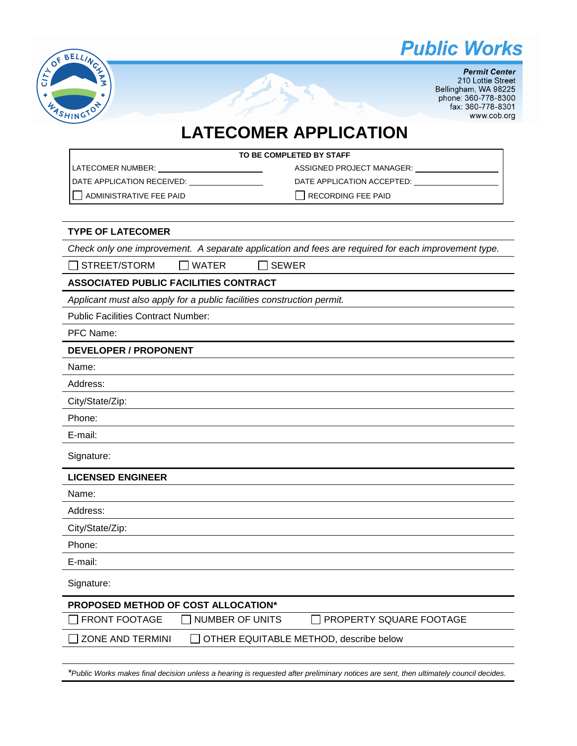# Public Works

**Permit Center**
210 Lottie Street
Bellingham, WA 98225
phone: 360-778-8300
fax: 360-778-8301
www.cob.org

# LATECOMER APPLICATION

| TO BE COMPLETED BY STAFF | |
|---|---|
| LATECOMER NUMBER: ______________ | ASSIGNED PROJECT MANAGER: ______________ |
| DATE APPLICATION RECEIVED: ______________ | DATE APPLICATION ACCEPTED: ______________ |
| ☐ ADMINISTRATIVE FEE PAID | ☐ RECORDING FEE PAID |

## TYPE OF LATECOMER

*Check only one improvement. A separate application and fees are required for each improvement type.*

☐ STREET/STORM ☐ WATER ☐ SEWER

## ASSOCIATED PUBLIC FACILITIES CONTRACT

*Applicant must also apply for a public facilities construction permit.*

Public Facilities Contract Number:

PFC Name:

## DEVELOPER / PROPONENT

Name:

Address:

City/State/Zip:

Phone:

E-mail:

Signature:

## LICENSED ENGINEER

Name:

Address:

City/State/Zip:

Phone:

E-mail:

Signature:

## PROPOSED METHOD OF COST ALLOCATION*

☐ FRONT FOOTAGE ☐ NUMBER OF UNITS ☐ PROPERTY SQUARE FOOTAGE

☐ ZONE AND TERMINI ☐ OTHER EQUITABLE METHOD, describe below

**Public Works makes final decision unless a hearing is requested after preliminary notices are sent, then ultimately council decides.*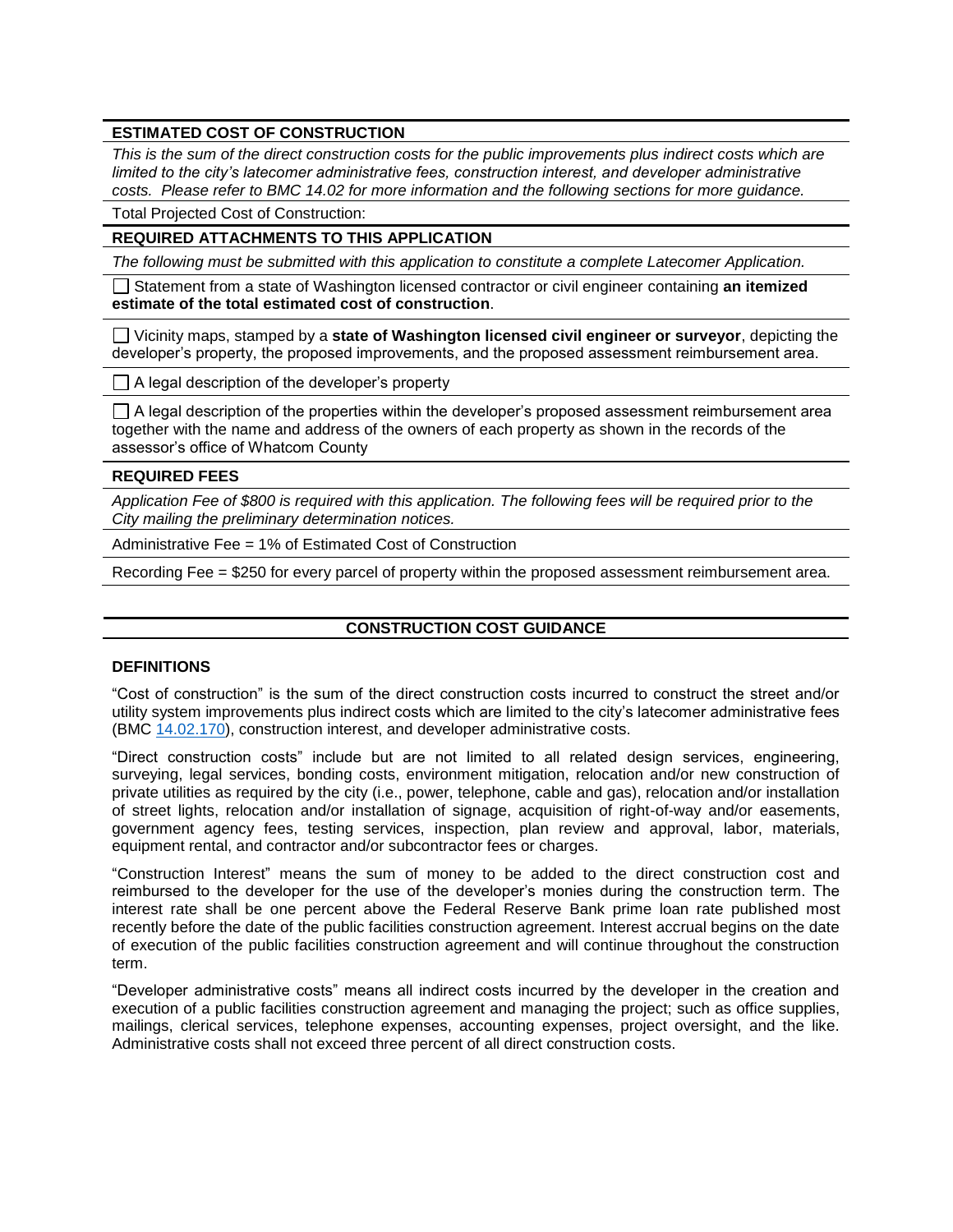### ESTIMATED COST OF CONSTRUCTION

*This is the sum of the direct construction costs for the public improvements plus indirect costs which are limited to the city's latecomer administrative fees, construction interest, and developer administrative costs. Please refer to BMC 14.02 for more information and the following sections for more guidance.*

Total Projected Cost of Construction:

### REQUIRED ATTACHMENTS TO THIS APPLICATION

*The following must be submitted with this application to constitute a complete Latecomer Application.*

- ☐ Statement from a state of Washington licensed contractor or civil engineer containing **an itemized estimate of the total estimated cost of construction**.
- ☐ Vicinity maps, stamped by a **state of Washington licensed civil engineer or surveyor**, depicting the developer's property, the proposed improvements, and the proposed assessment reimbursement area.
- ☐ A legal description of the developer's property
- ☐ A legal description of the properties within the developer's proposed assessment reimbursement area together with the name and address of the owners of each property as shown in the records of the assessor's office of Whatcom County

### REQUIRED FEES

*Application Fee of $800 is required with this application. The following fees will be required prior to the City mailing the preliminary determination notices.*

Administrative Fee = 1% of Estimated Cost of Construction

Recording Fee = $250 for every parcel of property within the proposed assessment reimbursement area.

## CONSTRUCTION COST GUIDANCE

### DEFINITIONS

"Cost of construction" is the sum of the direct construction costs incurred to construct the street and/or utility system improvements plus indirect costs which are limited to the city's latecomer administrative fees (BMC 14.02.170), construction interest, and developer administrative costs.

"Direct construction costs" include but are not limited to all related design services, engineering, surveying, legal services, bonding costs, environment mitigation, relocation and/or new construction of private utilities as required by the city (i.e., power, telephone, cable and gas), relocation and/or installation of street lights, relocation and/or installation of signage, acquisition of right-of-way and/or easements, government agency fees, testing services, inspection, plan review and approval, labor, materials, equipment rental, and contractor and/or subcontractor fees or charges.

"Construction Interest" means the sum of money to be added to the direct construction cost and reimbursed to the developer for the use of the developer's monies during the construction term. The interest rate shall be one percent above the Federal Reserve Bank prime loan rate published most recently before the date of the public facilities construction agreement. Interest accrual begins on the date of execution of the public facilities construction agreement and will continue throughout the construction term.

"Developer administrative costs" means all indirect costs incurred by the developer in the creation and execution of a public facilities construction agreement and managing the project; such as office supplies, mailings, clerical services, telephone expenses, accounting expenses, project oversight, and the like. Administrative costs shall not exceed three percent of all direct construction costs.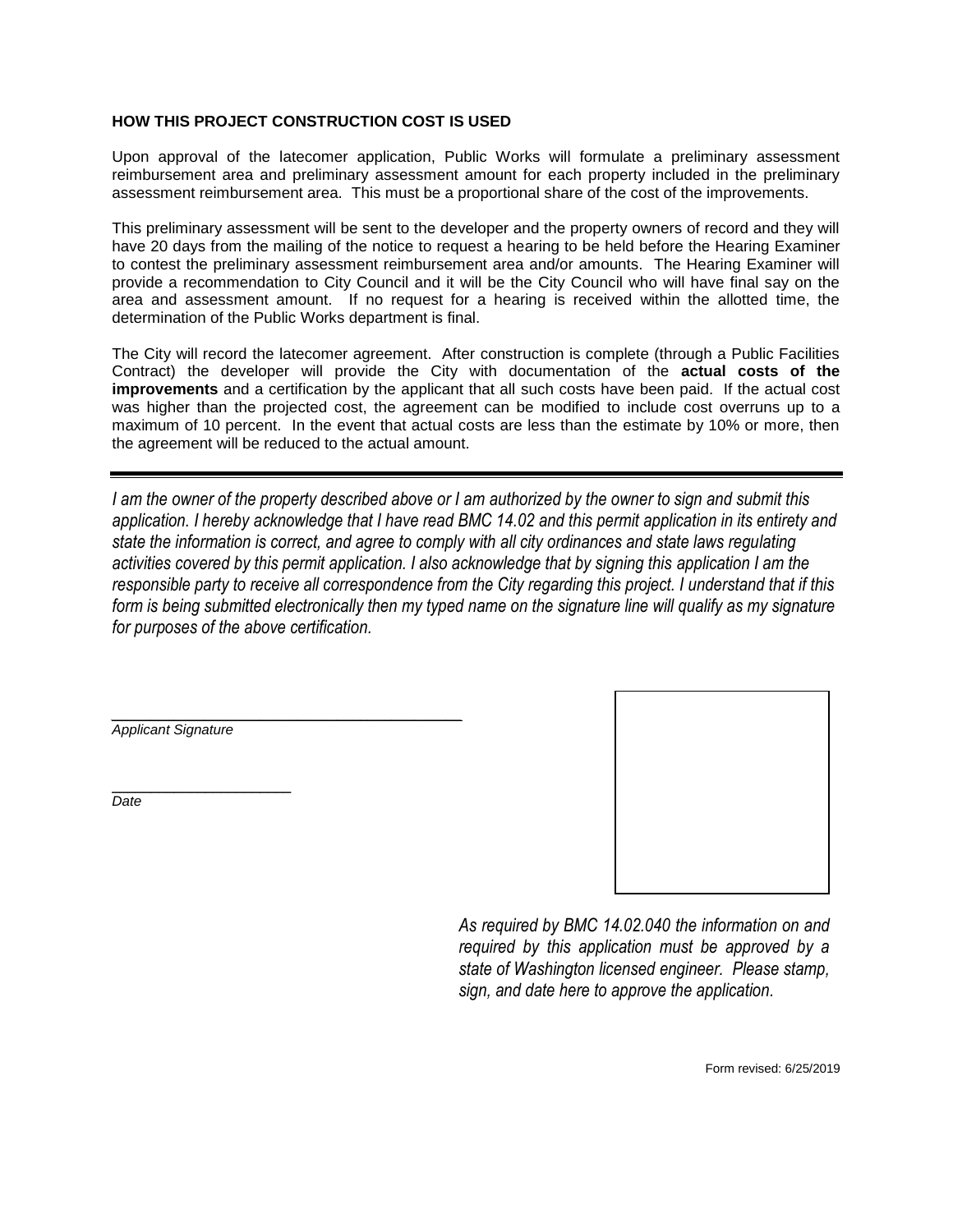### HOW THIS PROJECT CONSTRUCTION COST IS USED

Upon approval of the latecomer application, Public Works will formulate a preliminary assessment reimbursement area and preliminary assessment amount for each property included in the preliminary assessment reimbursement area. This must be a proportional share of the cost of the improvements.

This preliminary assessment will be sent to the developer and the property owners of record and they will have 20 days from the mailing of the notice to request a hearing to be held before the Hearing Examiner to contest the preliminary assessment reimbursement area and/or amounts. The Hearing Examiner will provide a recommendation to City Council and it will be the City Council who will have final say on the area and assessment amount. If no request for a hearing is received within the allotted time, the determination of the Public Works department is final.

The City will record the latecomer agreement. After construction is complete (through a Public Facilities Contract) the developer will provide the City with documentation of the **actual costs of the improvements** and a certification by the applicant that all such costs have been paid. If the actual cost was higher than the projected cost, the agreement can be modified to include cost overruns up to a maximum of 10 percent. In the event that actual costs are less than the estimate by 10% or more, then the agreement will be reduced to the actual amount.

---

*I am the owner of the property described above or I am authorized by the owner to sign and submit this application. I hereby acknowledge that I have read BMC 14.02 and this permit application in its entirety and state the information is correct, and agree to comply with all city ordinances and state laws regulating activities covered by this permit application. I also acknowledge that by signing this application I am the responsible party to receive all correspondence from the City regarding this project. I understand that if this form is being submitted electronically then my typed name on the signature line will qualify as my signature for purposes of the above certification.*

_________________________________________
*Applicant Signature*

_____________________
*Date*

*As required by BMC 14.02.040 the information on and required by this application must be approved by a state of Washington licensed engineer. Please stamp, sign, and date here to approve the application.*

Form revised: 6/25/2019